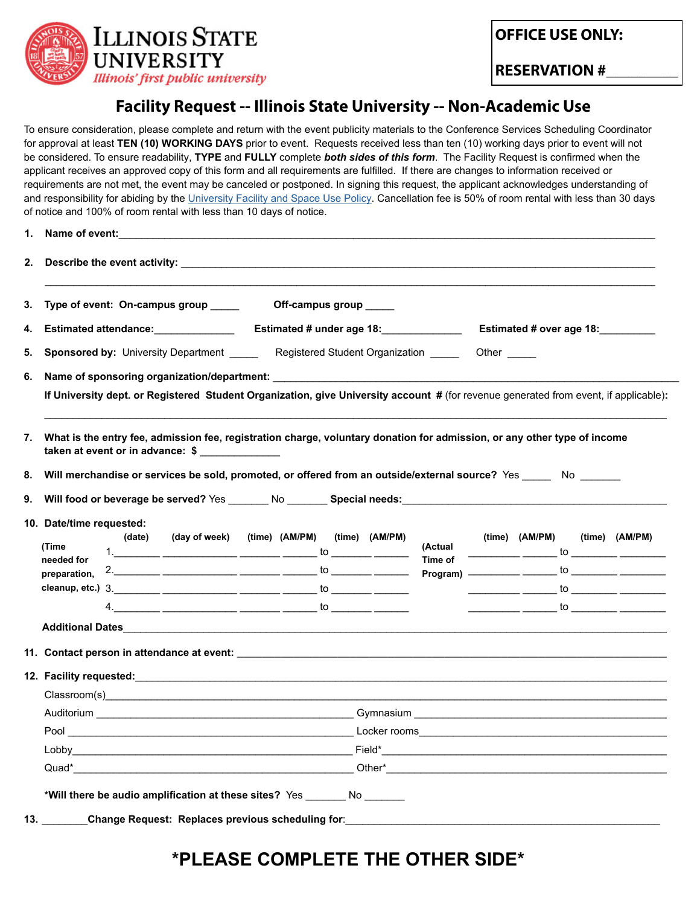**ILLINOIS STATE UNIVERSITY**
*Illinois' first public university*

**OFFICE USE ONLY:**

**RESERVATION #__________**

# Facility Request -- Illinois State University -- Non-Academic Use

To ensure consideration, please complete and return with the event publicity materials to the Conference Services Scheduling Coordinator for approval at least **TEN (10) WORKING DAYS** prior to event. Requests received less than ten (10) working days prior to event will not be considered. To ensure readability, **TYPE** and **FULLY** complete ***both sides of this form***. The Facility Request is confirmed when the applicant receives an approved copy of this form and all requirements are fulfilled. If there are changes to information received or requirements are not met, the event may be canceled or postponed. In signing this request, the applicant acknowledges understanding of and responsibility for abiding by the University Facility and Space Use Policy. Cancellation fee is 50% of room rental with less than 30 days of notice and 100% of room rental with less than 10 days of notice.

1. **Name of event:**______________________________________________________________

2. **Describe the event activity:** ______________________________________________________
______________________________________________________________________________

3. **Type of event: On-campus group** _____ **Off-campus group** _____

4. **Estimated attendance:**_____________ **Estimated # under age 18:**_____________ **Estimated # over age 18:**_________

5. **Sponsored by:** University Department _____ Registered Student Organization _____ Other _____

6. **Name of sponsoring organization/department:** ______________________________________

   **If University dept. or Registered Student Organization, give University account #** (for revenue generated from event, if applicable):
______________________________________________________________________________

7. **What is the entry fee, admission fee, registration charge, voluntary donation for admission, or any other type of income taken at event or in advance: $** _____________

8. **Will merchandise or services be sold, promoted, or offered from an outside/external source?** Yes _____ No _______

9. **Will food or beverage be served?** Yes _______ No _______ **Special needs:**______________________________

10. **Date/time requested:**

| (Time needed for preparation, cleanup, etc.) | (date) | (day of week) | (time) | (AM/PM) | | (time) | (AM/PM) | (Actual Time of Program) | (time) | (AM/PM) | | (time) | (AM/PM) |
|---|---|---|---|---|---|---|---|---|---|---|---|---|---|
| 1. | ________ | ____________ | _______ | ______ | to | _______ | ______ | | _________ | ______ | to | ________ | ________ |
| 2. | ________ | ____________ | _______ | ______ | to | _______ | ______ | | _________ | ______ | to | ________ | ________ |
| 3. | ________ | ____________ | _______ | ______ | to | _______ | ______ | | _________ | ______ | to | ________ | ________ |
| 4. | ________ | ____________ | _______ | ______ | to | _______ | ______ | | _________ | ______ | to | ________ | ________ |

   **Additional Dates**______________________________________________________________

11. **Contact person in attendance at event:** ____________________________________________

12. **Facility requested:**_____________________________________________________________

    Classroom(s)_____________________________________________________________________

    Auditorium ______________________________ Gymnasium ______________________________

    Pool ___________________________________ Locker rooms_____________________________

    Lobby__________________________________ Field*___________________________________

    Quad*__________________________________ Other*___________________________________

    ***Will there be audio amplification at these sites?** Yes _______ No _______

13. ________**Change Request: Replaces previous scheduling for**:__________________________________

## *PLEASE COMPLETE THE OTHER SIDE*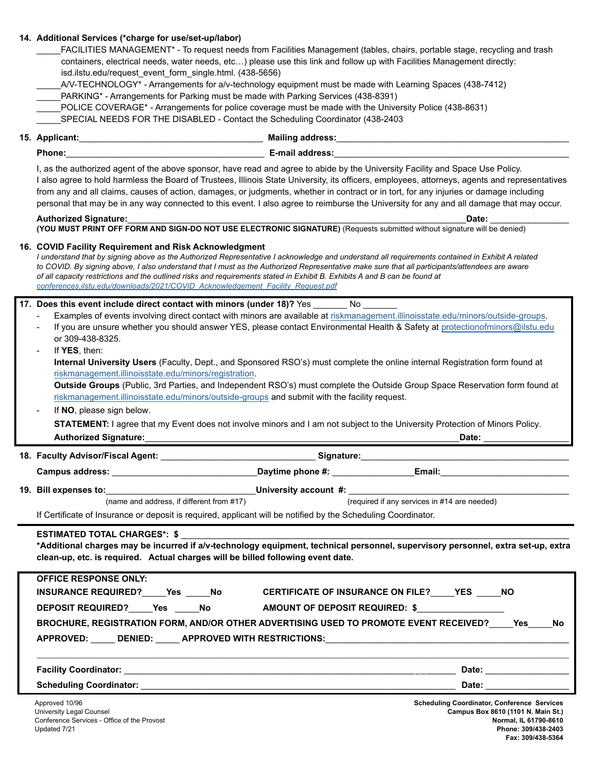**14. Additional Services (*charge for use/set-up/labor)**

_____FACILITIES MANAGEMENT* - To request needs from Facilities Management (tables, chairs, portable stage, recycling and trash containers, electrical needs, water needs, etc…) please use this link and follow up with Facilities Management directly: isd.ilstu.edu/request_event_form_single.html. (438-5656)

_____A/V-TECHNOLOGY* - Arrangements for a/v-technology equipment must be made with Learning Spaces (438-7412)

_____PARKING* - Arrangements for Parking must be made with Parking Services (438-8391)

_____POLICE COVERAGE* - Arrangements for police coverage must be made with the University Police (438-8631)

_____SPECIAL NEEDS FOR THE DISABLED - Contact the Scheduling Coordinator (438-2403

**15. Applicant:**_____________________________________ **Mailing address:**_______________________________________________

**Phone:**________________________________________ **E-mail address:**_______________________________________________

I, as the authorized agent of the above sponsor, have read and agree to abide by the University Facility and Space Use Policy. I also agree to hold harmless the Board of Trustees, Illinois State University, its officers, employees, attorneys, agents and representatives from any and all claims, causes of action, damages, or judgments, whether in contract or in tort, for any injuries or damage including personal that may be in any way connected to this event. I also agree to reimburse the University for any and all damage that may occur.

**Authorized Signature:**__________________________________________________________________________**Date:** _______________

**(YOU MUST PRINT OFF FORM AND SIGN-DO NOT USE ELECTRONIC SIGNATURE)** (Requests submitted without signature will be denied)

**16. COVID Facility Requirement and Risk Acknowledgment**

*I understand that by signing above as the Authorized Representative I acknowledge and understand all requirements contained in Exhibit A related to COVID. By signing above, I also understand that I must as the Authorized Representative make sure that all participants/attendees are aware of all capacity restrictions and the outlined risks and requirements stated in Exhibit B. Exhibits A and B can be found at conferences.ilstu.edu/downloads/2021/COVID_Acknowledgement_Facility_Request.pdf*

**17. Does this event include direct contact with minors (under 18)?** Yes _______ No _______

- Examples of events involving direct contact with minors are available at riskmanagement.illinoisstate.edu/minors/outside-groups.
- If you are unsure whether you should answer YES, please contact Environmental Health & Safety at protectionofminors@ilstu.edu or 309-438-8325.
- If **YES**, then:

  **Internal University Users** (Faculty, Dept., and Sponsored RSO's) must complete the online internal Registration form found at riskmanagement.illinoisstate.edu/minors/registration.

  **Outside Groups** (Public, 3rd Parties, and Independent RSO's) must complete the Outside Group Space Reservation form found at riskmanagement.illinoisstate.edu/minors/outside-groups and submit with the facility request.
- If **NO**, please sign below.

  **STATEMENT:** I agree that my Event does not involve minors and I am not subject to the University Protection of Minors Policy.

  **Authorized Signature:**_________________________________________________________________**Date:** ________________

**18. Faculty Advisor/Fiscal Agent:** _______________________________ **Signature:**__________________________________________

**Campus address:** ____________________________**Daytime phone #:** ________________**Email:**__________________________

**19. Bill expenses to:**____________________________**University account #:** ___________________________________________

(name and address, if different from #17) (required if any services in #14 are needed)

If Certificate of Insurance or deposit is required, applicant will be notified by the Scheduling Coordinator.

**ESTIMATED TOTAL CHARGES*: $** ______________________________________________________________________________

**\*Additional charges may be incurred if a/v-technology equipment, technical personnel, supervisory personnel, extra set-up, extra clean-up, etc. is required. Actual charges will be billed following event date.**

**OFFICE RESPONSE ONLY:**

**INSURANCE REQUIRED?**_____**Yes** _____**No** **CERTIFICATE OF INSURANCE ON FILE?**_____**YES** _____**NO**

**DEPOSIT REQUIRED?**_____**Yes** _____**No** **AMOUNT OF DEPOSIT REQUIRED: $**_________________

**BROCHURE, REGISTRATION FORM, AND/OR OTHER ADVERTISING USED TO PROMOTE EVENT RECEIVED?**_____**Yes**_____**No**

**APPROVED:** _____ **DENIED:** _____ **APPROVED WITH RESTRICTIONS:**_______________________________________________

_____________________________________________________________________________________________________

**Facility Coordinator:** ________________________________________________________________ **Date:** ________________

**Scheduling Coordinator:** _____________________________________________________________ **Date:** ________________

Approved 10/96
University Legal Counsel
Conference Services - Office of the Provost
Updated 7/21

**Scheduling Coordinator, Conference Services**
**Campus Box 8610 (1101 N. Main St.)**
**Normal, IL 61790-8610**
**Phone: 309/438-2403**
**Fax: 309/438-5364**